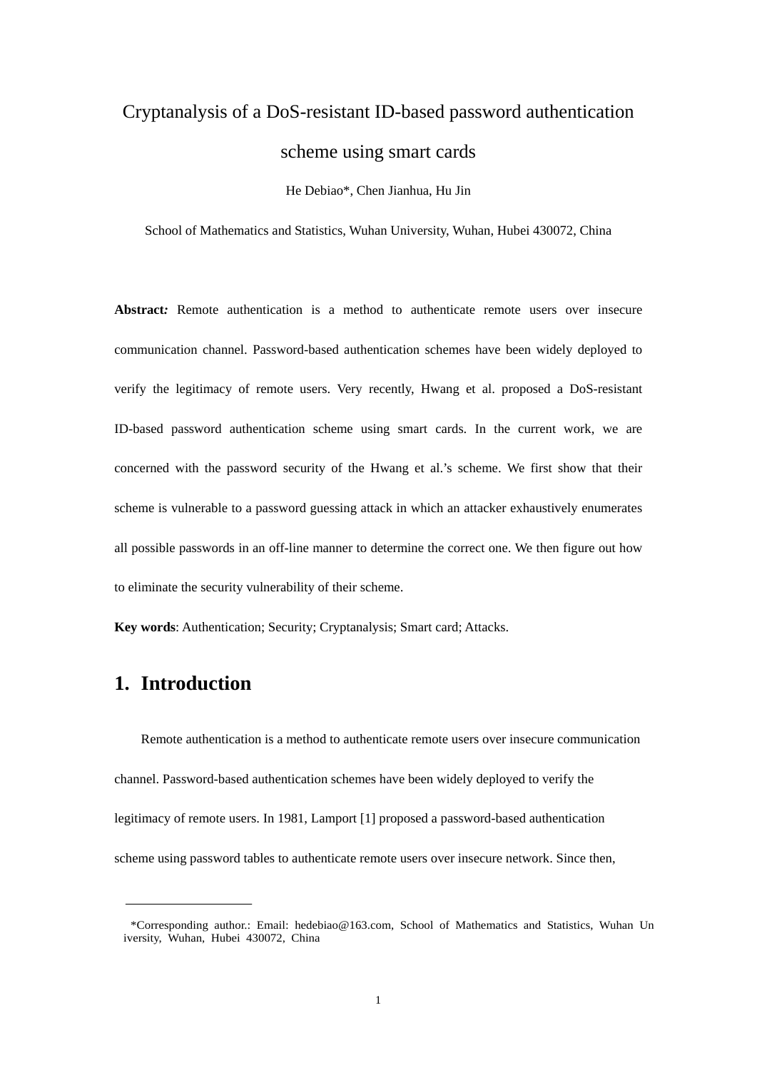# Cryptanalysis of a DoS-resistant ID-based password authentication scheme using smart cards

He Debiao*, Chen Jianhua, Hu Jin

School of Mathematics and Statistics, Wuhan University, Wuhan, Hubei 430072, China

**Abstract:** Remote authentication is a method to authenticate remote users over insecure communication channel. Password-based authentication schemes have been widely deployed to verify the legitimacy of remote users. Very recently, Hwang et al. proposed a DoS-resistant ID-based password authentication scheme using smart cards. In the current work, we are concerned with the password security of the Hwang et al.'s scheme. We first show that their scheme is vulnerable to a password guessing attack in which an attacker exhaustively enumerates all possible passwords in an off-line manner to determine the correct one. We then figure out how to eliminate the security vulnerability of their scheme.

**Key words**: Authentication; Security; Cryptanalysis; Smart card; Attacks.

## 1. Introduction

Remote authentication is a method to authenticate remote users over insecure communication channel. Password-based authentication schemes have been widely deployed to verify the legitimacy of remote users. In 1981, Lamport [1] proposed a password-based authentication scheme using password tables to authenticate remote users over insecure network. Since then,

*Corresponding author.: Email: hedebiao@163.com, School of Mathematics and Statistics, Wuhan University, Wuhan, Hubei 430072, China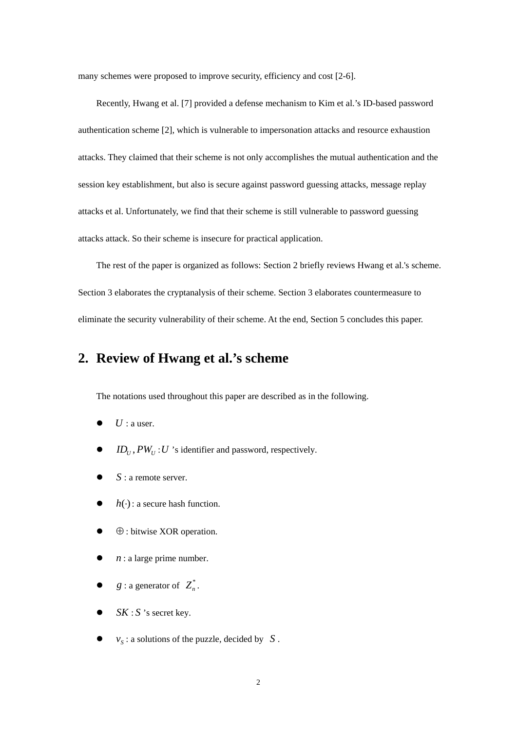many schemes were proposed to improve security, efficiency and cost [2-6].

Recently, Hwang et al. [7] provided a defense mechanism to Kim et al.'s ID-based password authentication scheme [2], which is vulnerable to impersonation attacks and resource exhaustion attacks. They claimed that their scheme is not only accomplishes the mutual authentication and the session key establishment, but also is secure against password guessing attacks, message replay attacks et al. Unfortunately, we find that their scheme is still vulnerable to password guessing attacks attack. So their scheme is insecure for practical application.

The rest of the paper is organized as follows: Section 2 briefly reviews Hwang et al.'s scheme. Section 3 elaborates the cryptanalysis of their scheme. Section 3 elaborates countermeasure to eliminate the security vulnerability of their scheme. At the end, Section 5 concludes this paper.

## 2. Review of Hwang et al.'s scheme

The notations used throughout this paper are described as in the following.

- $U$ : a user.
- $ID_U, PW_U$ : $U$ 's identifier and password, respectively.
- $S$ : a remote server.
- $h(\cdot)$ : a secure hash function.
- $\oplus$ : bitwise XOR operation.
- $n$ : a large prime number.
- $g$ : a generator of $Z_n^*$.
- $SK$ : $S$ 's secret key.
- $v_S$ : a solutions of the puzzle, decided by $S$ .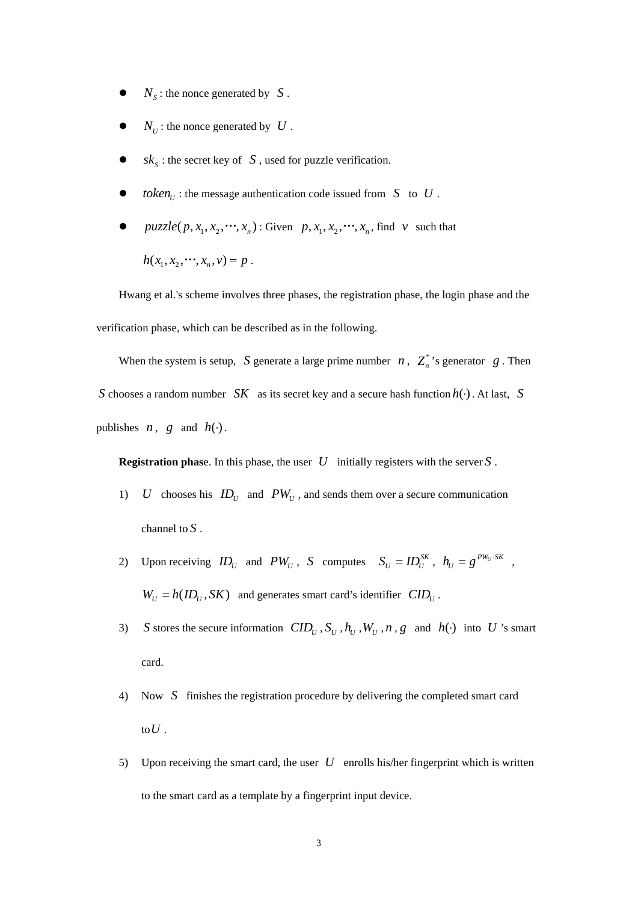- $N_S$ : the nonce generated by $S$ .
- $N_U$ : the nonce generated by $U$ .
- $sk_S$ : the secret key of $S$ , used for puzzle verification.
- $token_U$ : the message authentication code issued from $S$ to $U$ .
- $puzzle(p, x_1, x_2, \cdots, x_n)$ : Given $p, x_1, x_2, \cdots, x_n$, find $v$ such that $h(x_1, x_2, \cdots, x_n, v) = p$ .

Hwang et al.'s scheme involves three phases, the registration phase, the login phase and the verification phase, which can be described as in the following.

When the system is setup, $S$ generate a large prime number $n$ , $Z_n^*$'s generator $g$ . Then $S$ chooses a random number $SK$ as its secret key and a secure hash function $h(\cdot)$ . At last, $S$ publishes $n$ , $g$ and $h(\cdot)$ .

**Registration phas**e. In this phase, the user $U$ initially registers with the server $S$ .

1) $U$ chooses his $ID_U$ and $PW_U$ , and sends them over a secure communication channel to $S$ .
2) Upon receiving $ID_U$ and $PW_U$ , $S$ computes $S_U = ID_U^{SK}$ , $h_U = g^{PW_U \cdot SK}$ , $W_U = h(ID_U, SK)$ and generates smart card's identifier $CID_U$ .
3) $S$ stores the secure information $CID_U$ , $S_U$ , $h_U$ , $W_U$ , $n$ , $g$ and $h(\cdot)$ into $U$ 's smart card.
4) Now $S$ finishes the registration procedure by delivering the completed smart card to $U$ .
5) Upon receiving the smart card, the user $U$ enrolls his/her fingerprint which is written to the smart card as a template by a fingerprint input device.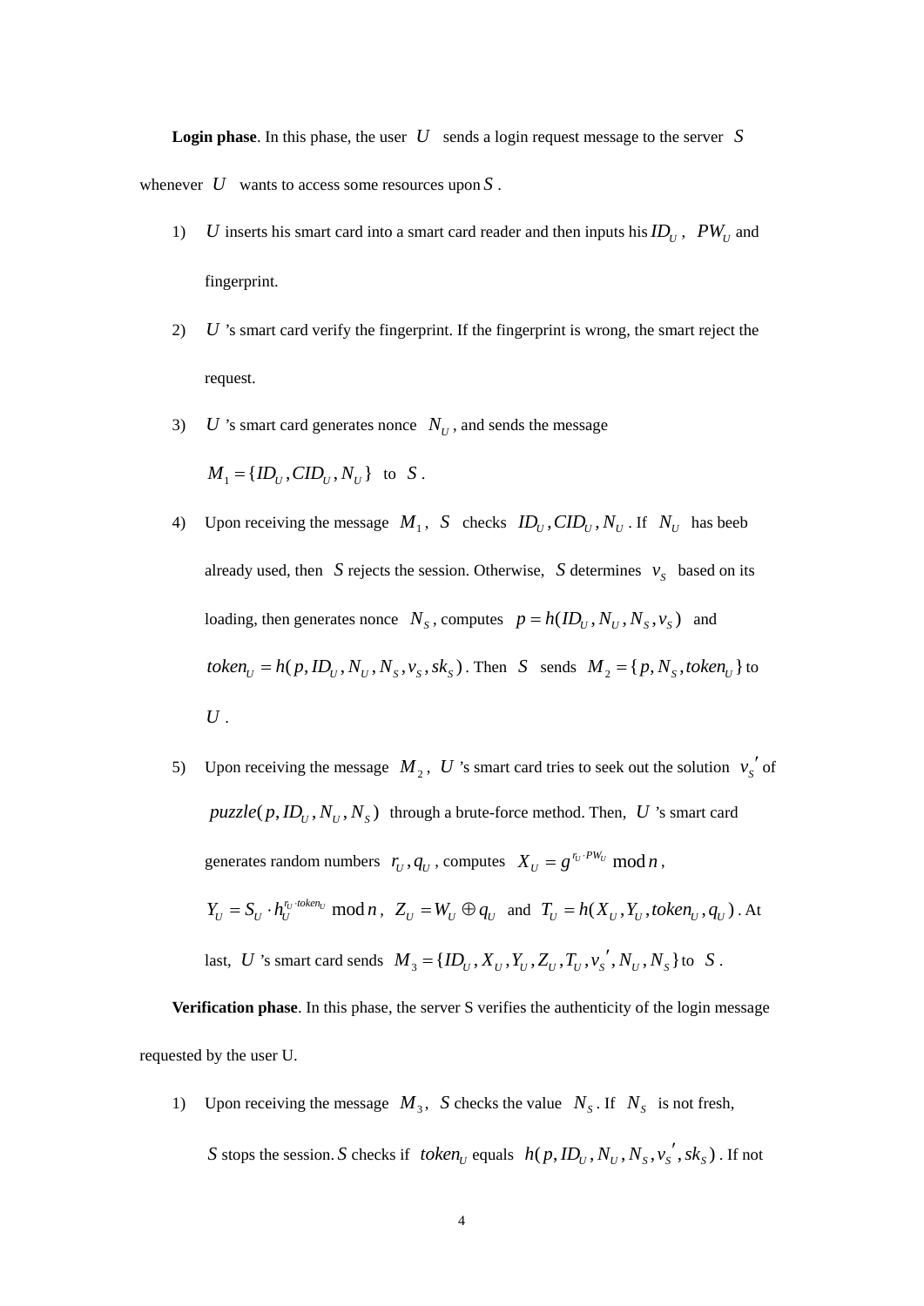**Login phase**. In this phase, the user $U$ sends a login request message to the server $S$ whenever $U$ wants to access some resources upon $S$.

1) $U$ inserts his smart card into a smart card reader and then inputs his $ID_U$, $PW_U$ and fingerprint.

2) $U$'s smart card verify the fingerprint. If the fingerprint is wrong, the smart reject the request.

3) $U$'s smart card generates nonce $N_U$, and sends the message $M_1 = \{ID_U, CID_U, N_U\}$ to $S$.

4) Upon receiving the message $M_1$, $S$ checks $ID_U, CID_U, N_U$. If $N_U$ has beeb already used, then $S$ rejects the session. Otherwise, $S$ determines $v_S$ based on its loading, then generates nonce $N_S$, computes $p = h(ID_U, N_U, N_S, v_S)$ and $token_U = h(p, ID_U, N_U, N_S, v_S, sk_S)$. Then $S$ sends $M_2 = \{p, N_S, token_U\}$ to $U$.

5) Upon receiving the message $M_2$, $U$'s smart card tries to seek out the solution $v_S{}'$ of $puzzle(p, ID_U, N_U, N_S)$ through a brute-force method. Then, $U$'s smart card generates random numbers $r_U, q_U$, computes $X_U = g^{r_U \cdot PW_U} \bmod n$, $Y_U = S_U \cdot h_U^{r_U \cdot token_U} \bmod n$, $Z_U = W_U \oplus q_U$ and $T_U = h(X_U, Y_U, token_U, q_U)$. At last, $U$'s smart card sends $M_3 = \{ID_U, X_U, Y_U, Z_U, T_U, v_S{}', N_U, N_S\}$ to $S$.

**Verification phase**. In this phase, the server S verifies the authenticity of the login message requested by the user U.

1) Upon receiving the message $M_3$, $S$ checks the value $N_S$. If $N_S$ is not fresh, $S$ stops the session. $S$ checks if $token_U$ equals $h(p, ID_U, N_U, N_S, v_S{}', sk_S)$. If not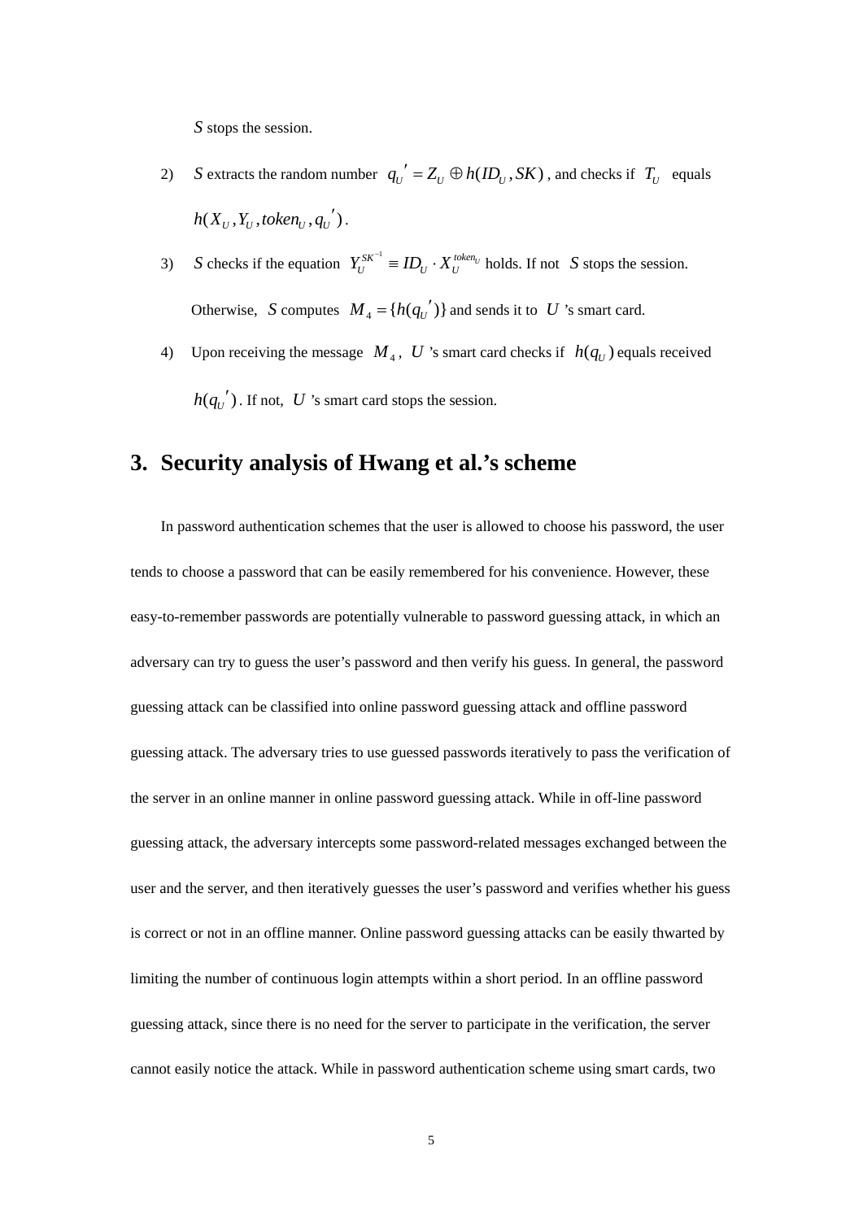$S$ stops the session.

2) $S$ extracts the random number $q_U{}' = Z_U \oplus h(ID_U, SK)$, and checks if $T_U$ equals $h(X_U, Y_U, token_U, q_U{}')$.

3) $S$ checks if the equation $Y_U^{SK^{-1}} \equiv ID_U \cdot X_U^{token_U}$ holds. If not $S$ stops the session. Otherwise, $S$ computes $M_4 = \{h(q_U{}')\}$ and sends it to $U$ 's smart card.

4) Upon receiving the message $M_4$, $U$ 's smart card checks if $h(q_U)$ equals received $h(q_U{}')$. If not, $U$ 's smart card stops the session.

# 3. Security analysis of Hwang et al.'s scheme

In password authentication schemes that the user is allowed to choose his password, the user tends to choose a password that can be easily remembered for his convenience. However, these easy-to-remember passwords are potentially vulnerable to password guessing attack, in which an adversary can try to guess the user's password and then verify his guess. In general, the password guessing attack can be classified into online password guessing attack and offline password guessing attack. The adversary tries to use guessed passwords iteratively to pass the verification of the server in an online manner in online password guessing attack. While in off-line password guessing attack, the adversary intercepts some password-related messages exchanged between the user and the server, and then iteratively guesses the user's password and verifies whether his guess is correct or not in an offline manner. Online password guessing attacks can be easily thwarted by limiting the number of continuous login attempts within a short period. In an offline password guessing attack, since there is no need for the server to participate in the verification, the server cannot easily notice the attack. While in password authentication scheme using smart cards, two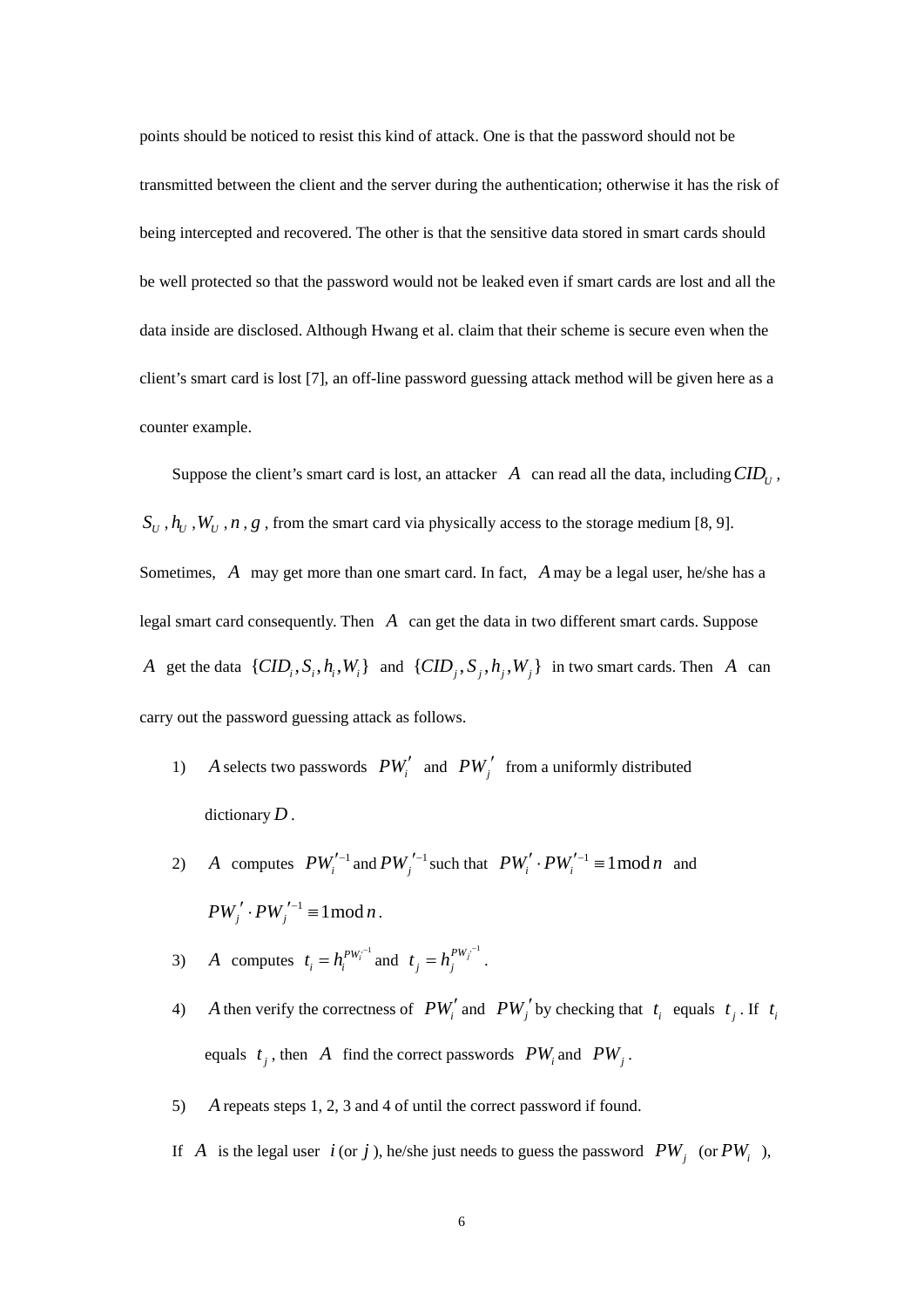points should be noticed to resist this kind of attack. One is that the password should not be transmitted between the client and the server during the authentication; otherwise it has the risk of being intercepted and recovered. The other is that the sensitive data stored in smart cards should be well protected so that the password would not be leaked even if smart cards are lost and all the data inside are disclosed. Although Hwang et al. claim that their scheme is secure even when the client's smart card is lost [7], an off-line password guessing attack method will be given here as a counter example.

Suppose the client's smart card is lost, an attacker $A$ can read all the data, including $CID_U$, $S_U$, $h_U$, $W_U$, $n$, $g$, from the smart card via physically access to the storage medium [8, 9]. Sometimes, $A$ may get more than one smart card. In fact, $A$ may be a legal user, he/she has a legal smart card consequently. Then $A$ can get the data in two different smart cards. Suppose $A$ get the data $\{CID_i, S_i, h_i, W_i\}$ and $\{CID_j, S_j, h_j, W_j\}$ in two smart cards. Then $A$ can carry out the password guessing attack as follows.

1) $A$ selects two passwords $PW_i'$ and $PW_j'$ from a uniformly distributed dictionary $D$.
2) $A$ computes $PW_i'^{-1}$ and $PW_j'^{-1}$ such that $PW_i' \cdot PW_i'^{-1} \equiv 1 \bmod n$ and $PW_j' \cdot PW_j'^{-1} \equiv 1 \bmod n$.
3) $A$ computes $t_i = h_i^{PW_i'^{-1}}$ and $t_j = h_j^{PW_j'^{-1}}$.
4) $A$ then verify the correctness of $PW_i'$ and $PW_j'$ by checking that $t_i$ equals $t_j$. If $t_i$ equals $t_j$, then $A$ find the correct passwords $PW_i$ and $PW_j$.
5) $A$ repeats steps 1, 2, 3 and 4 of until the correct password if found.

If $A$ is the legal user $i$ (or $j$), he/she just needs to guess the password $PW_j$ (or $PW_i$ ),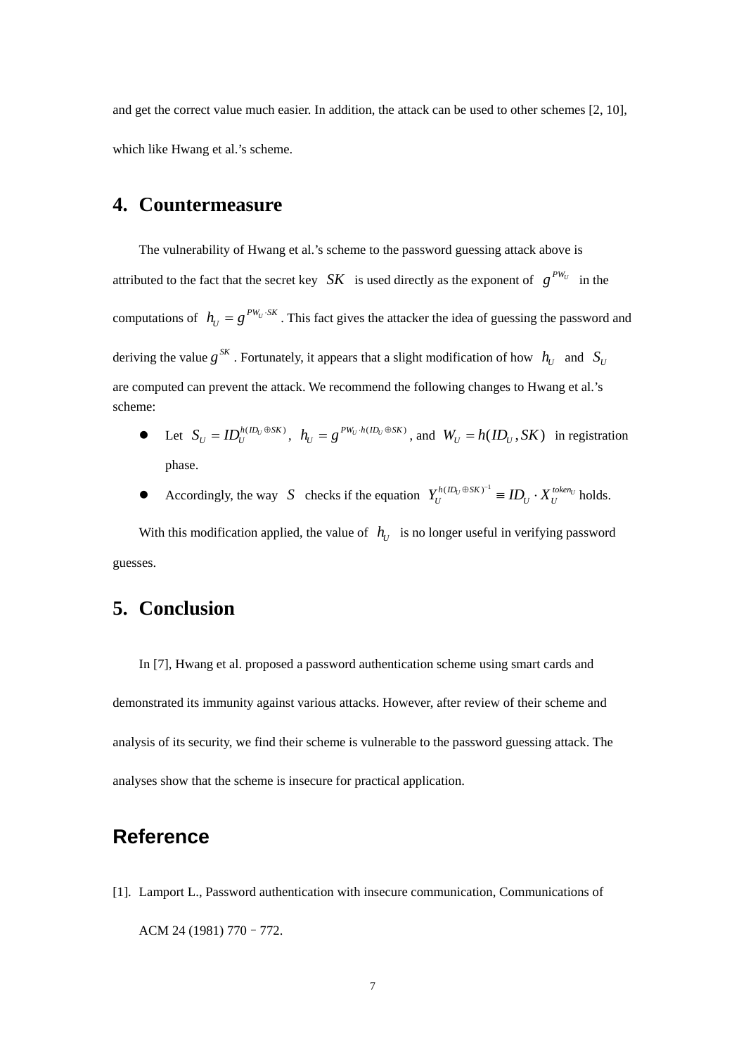and get the correct value much easier. In addition, the attack can be used to other schemes [2, 10], which like Hwang et al.'s scheme.

## 4. Countermeasure

The vulnerability of Hwang et al.'s scheme to the password guessing attack above is attributed to the fact that the secret key $SK$ is used directly as the exponent of $g^{PW_U}$ in the computations of $h_U = g^{PW_U \cdot SK}$. This fact gives the attacker the idea of guessing the password and deriving the value $g^{SK}$. Fortunately, it appears that a slight modification of how $h_U$ and $S_U$ are computed can prevent the attack. We recommend the following changes to Hwang et al.'s scheme:

- Let $S_U = ID_U^{h(ID_U \oplus SK)}$, $h_U = g^{PW_U \cdot h(ID_U \oplus SK)}$, and $W_U = h(ID_U, SK)$ in registration phase.
- Accordingly, the way $S$ checks if the equation $Y_U^{h(ID_U \oplus SK)^{-1}} \equiv ID_U \cdot X_U^{token_U}$ holds.

With this modification applied, the value of $h_U$ is no longer useful in verifying password guesses.

## 5. Conclusion

In [7], Hwang et al. proposed a password authentication scheme using smart cards and demonstrated its immunity against various attacks. However, after review of their scheme and analysis of its security, we find their scheme is vulnerable to the password guessing attack. The analyses show that the scheme is insecure for practical application.

## Reference

[1]. Lamport L., Password authentication with insecure communication, Communications of ACM 24 (1981) 770 – 772.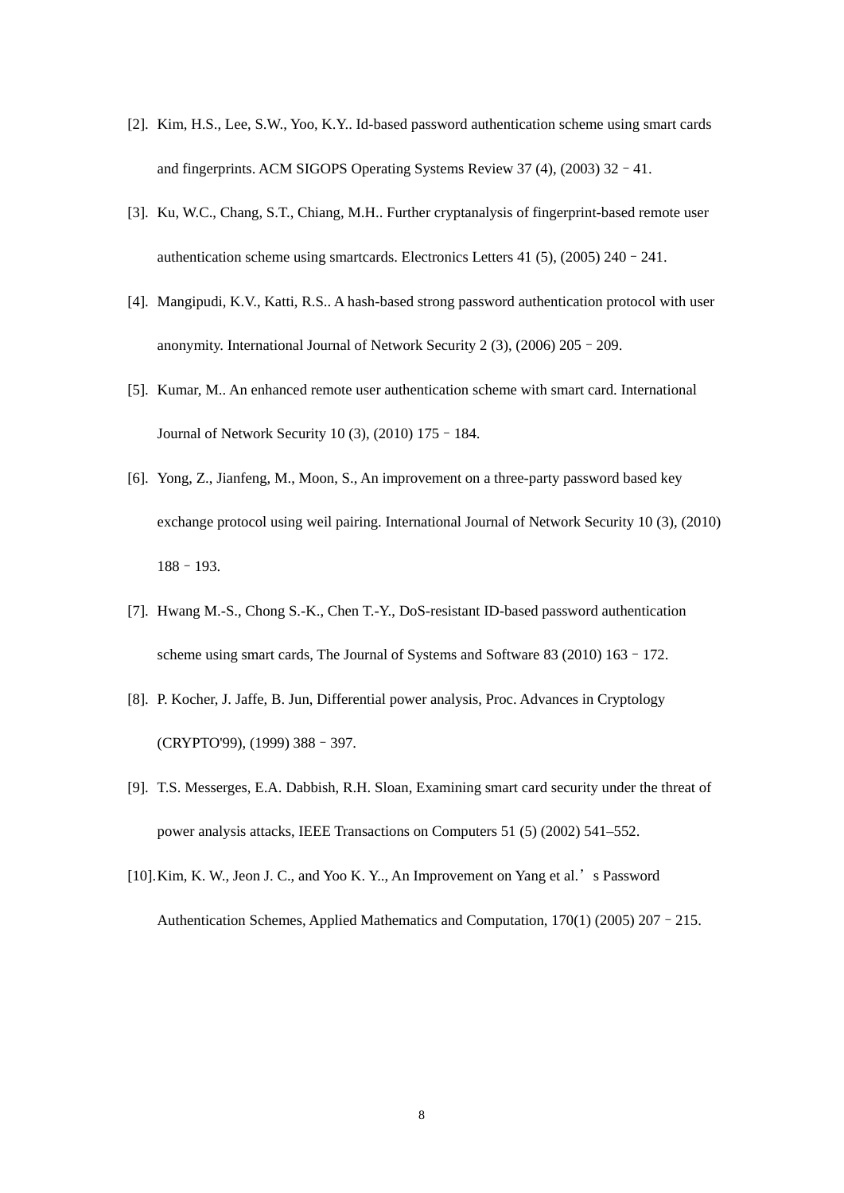[2]. Kim, H.S., Lee, S.W., Yoo, K.Y.. Id-based password authentication scheme using smart cards and fingerprints. ACM SIGOPS Operating Systems Review 37 (4), (2003) 32–41.

[3]. Ku, W.C., Chang, S.T., Chiang, M.H.. Further cryptanalysis of fingerprint-based remote user authentication scheme using smartcards. Electronics Letters 41 (5), (2005) 240–241.

[4]. Mangipudi, K.V., Katti, R.S.. A hash-based strong password authentication protocol with user anonymity. International Journal of Network Security 2 (3), (2006) 205–209.

[5]. Kumar, M.. An enhanced remote user authentication scheme with smart card. International Journal of Network Security 10 (3), (2010) 175–184.

[6]. Yong, Z., Jianfeng, M., Moon, S., An improvement on a three-party password based key exchange protocol using weil pairing. International Journal of Network Security 10 (3), (2010) 188–193.

[7]. Hwang M.-S., Chong S.-K., Chen T.-Y., DoS-resistant ID-based password authentication scheme using smart cards, The Journal of Systems and Software 83 (2010) 163–172.

[8]. P. Kocher, J. Jaffe, B. Jun, Differential power analysis, Proc. Advances in Cryptology (CRYPTO'99), (1999) 388–397.

[9]. T.S. Messerges, E.A. Dabbish, R.H. Sloan, Examining smart card security under the threat of power analysis attacks, IEEE Transactions on Computers 51 (5) (2002) 541–552.

[10]. Kim, K. W., Jeon J. C., and Yoo K. Y.., An Improvement on Yang et al.'s Password Authentication Schemes, Applied Mathematics and Computation, 170(1) (2005) 207–215.